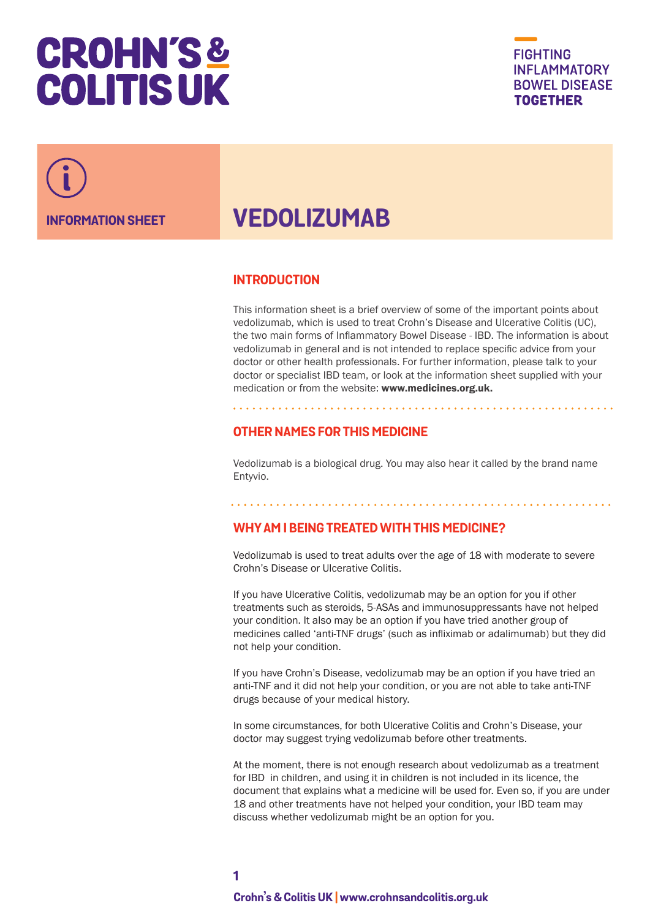CROHN'S & COLITIS UK

FIGHTING INFLAMMATORY BOWEL DISEASE **TOGETHER**

INFORMATION SHEET

# VEDOLIZUMAB

## INTRODUCTION

This information sheet is a brief overview of some of the important points about vedolizumab, which is used to treat Crohn's Disease and Ulcerative Colitis (UC), the two main forms of Inflammatory Bowel Disease - IBD. The information is about vedolizumab in general and is not intended to replace specific advice from your doctor or other health professionals. For further information, please talk to your doctor or specialist IBD team, or look at the information sheet supplied with your medication or from the website: **www.medicines.org.uk.**

## OTHER NAMES FOR THIS MEDICINE

Vedolizumab is a biological drug. You may also hear it called by the brand name Entyvio.

## WHY AM I BEING TREATED WITH THIS MEDICINE?

Vedolizumab is used to treat adults over the age of 18 with moderate to severe Crohn's Disease or Ulcerative Colitis.

If you have Ulcerative Colitis, vedolizumab may be an option for you if other treatments such as steroids, 5-ASAs and immunosuppressants have not helped your condition. It also may be an option if you have tried another group of medicines called 'anti-TNF drugs' (such as infliximab or adalimumab) but they did not help your condition.

If you have Crohn's Disease, vedolizumab may be an option if you have tried an anti-TNF and it did not help your condition, or you are not able to take anti-TNF drugs because of your medical history.

In some circumstances, for both Ulcerative Colitis and Crohn's Disease, your doctor may suggest trying vedolizumab before other treatments.

At the moment, there is not enough research about vedolizumab as a treatment for IBD in children, and using it in children is not included in its licence, the document that explains what a medicine will be used for. Even so, if you are under 18 and other treatments have not helped your condition, your IBD team may discuss whether vedolizumab might be an option for you.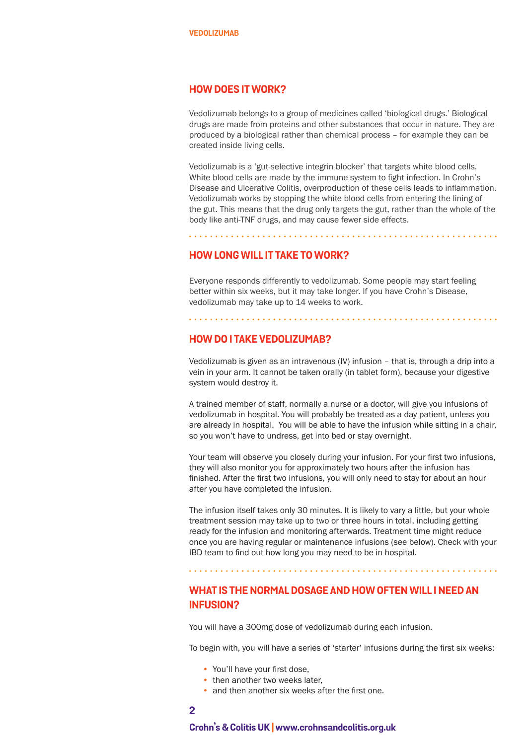## HOW DOES IT WORK?

Vedolizumab belongs to a group of medicines called 'biological drugs.' Biological drugs are made from proteins and other substances that occur in nature. They are produced by a biological rather than chemical process – for example they can be created inside living cells.

Vedolizumab is a 'gut-selective integrin blocker' that targets white blood cells. White blood cells are made by the immune system to fight infection. In Crohn's Disease and Ulcerative Colitis, overproduction of these cells leads to inflammation. Vedolizumab works by stopping the white blood cells from entering the lining of the gut. This means that the drug only targets the gut, rather than the whole of the body like anti-TNF drugs, and may cause fewer side effects.

## HOW LONG WILL IT TAKE TO WORK?

Everyone responds differently to vedolizumab. Some people may start feeling better within six weeks, but it may take longer. If you have Crohn's Disease, vedolizumab may take up to 14 weeks to work.

## HOW DO I TAKE VEDOLIZUMAB?

Vedolizumab is given as an intravenous (IV) infusion – that is, through a drip into a vein in your arm. It cannot be taken orally (in tablet form), because your digestive system would destroy it.

A trained member of staff, normally a nurse or a doctor, will give you infusions of vedolizumab in hospital. You will probably be treated as a day patient, unless you are already in hospital. You will be able to have the infusion while sitting in a chair, so you won't have to undress, get into bed or stay overnight.

Your team will observe you closely during your infusion. For your first two infusions, they will also monitor you for approximately two hours after the infusion has finished. After the first two infusions, you will only need to stay for about an hour after you have completed the infusion.

The infusion itself takes only 30 minutes. It is likely to vary a little, but your whole treatment session may take up to two or three hours in total, including getting ready for the infusion and monitoring afterwards. Treatment time might reduce once you are having regular or maintenance infusions (see below). Check with your IBD team to find out how long you may need to be in hospital.

## WHAT IS THE NORMAL DOSAGE AND HOW OFTEN WILL I NEED AN INFUSION?

You will have a 300mg dose of vedolizumab during each infusion.

To begin with, you will have a series of 'starter' infusions during the first six weeks:

- You'll have your first dose,
- then another two weeks later,
- and then another six weeks after the first one.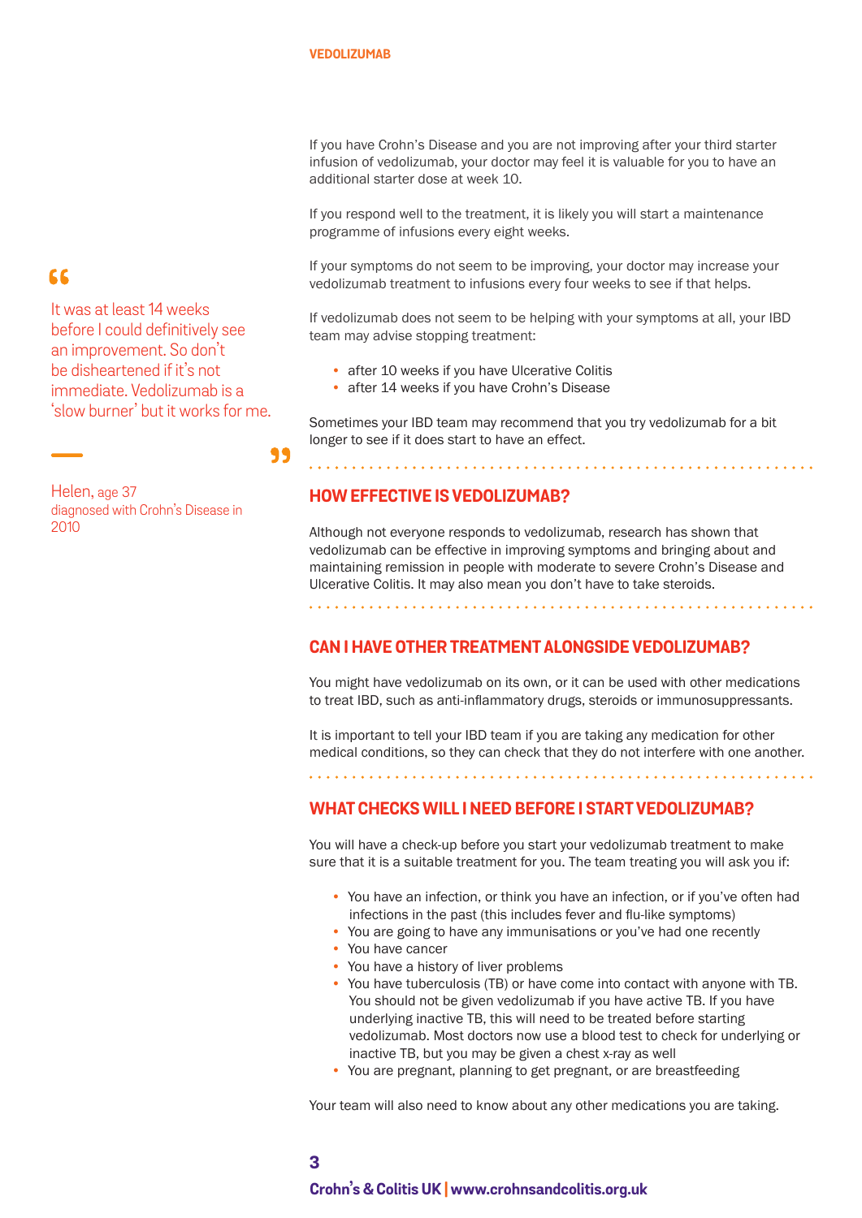If you have Crohn's Disease and you are not improving after your third starter infusion of vedolizumab, your doctor may feel it is valuable for you to have an additional starter dose at week 10.

If you respond well to the treatment, it is likely you will start a maintenance programme of infusions every eight weeks.

If your symptoms do not seem to be improving, your doctor may increase your vedolizumab treatment to infusions every four weeks to see if that helps.

If vedolizumab does not seem to be helping with your symptoms at all, your IBD team may advise stopping treatment:

- after 10 weeks if you have Ulcerative Colitis
- after 14 weeks if you have Crohn's Disease

Sometimes your IBD team may recommend that you try vedolizumab for a bit longer to see if it does start to have an effect.

> "It was at least 14 weeks before I could definitively see an improvement. So don't be disheartened if it's not immediate. Vedolizumab is a 'slow burner' but it works for me."
>
> Helen, age 37
> diagnosed with Crohn's Disease in 2010

## HOW EFFECTIVE IS VEDOLIZUMAB?

Although not everyone responds to vedolizumab, research has shown that vedolizumab can be effective in improving symptoms and bringing about and maintaining remission in people with moderate to severe Crohn's Disease and Ulcerative Colitis. It may also mean you don't have to take steroids.

## CAN I HAVE OTHER TREATMENT ALONGSIDE VEDOLIZUMAB?

You might have vedolizumab on its own, or it can be used with other medications to treat IBD, such as anti-inflammatory drugs, steroids or immunosuppressants.

It is important to tell your IBD team if you are taking any medication for other medical conditions, so they can check that they do not interfere with one another.

## WHAT CHECKS WILL I NEED BEFORE I START VEDOLIZUMAB?

You will have a check-up before you start your vedolizumab treatment to make sure that it is a suitable treatment for you. The team treating you will ask you if:

- You have an infection, or think you have an infection, or if you've often had infections in the past (this includes fever and flu-like symptoms)
- You are going to have any immunisations or you've had one recently
- You have cancer
- You have a history of liver problems
- You have tuberculosis (TB) or have come into contact with anyone with TB. You should not be given vedolizumab if you have active TB. If you have underlying inactive TB, this will need to be treated before starting vedolizumab. Most doctors now use a blood test to check for underlying or inactive TB, but you may be given a chest x-ray as well
- You are pregnant, planning to get pregnant, or are breastfeeding

Your team will also need to know about any other medications you are taking.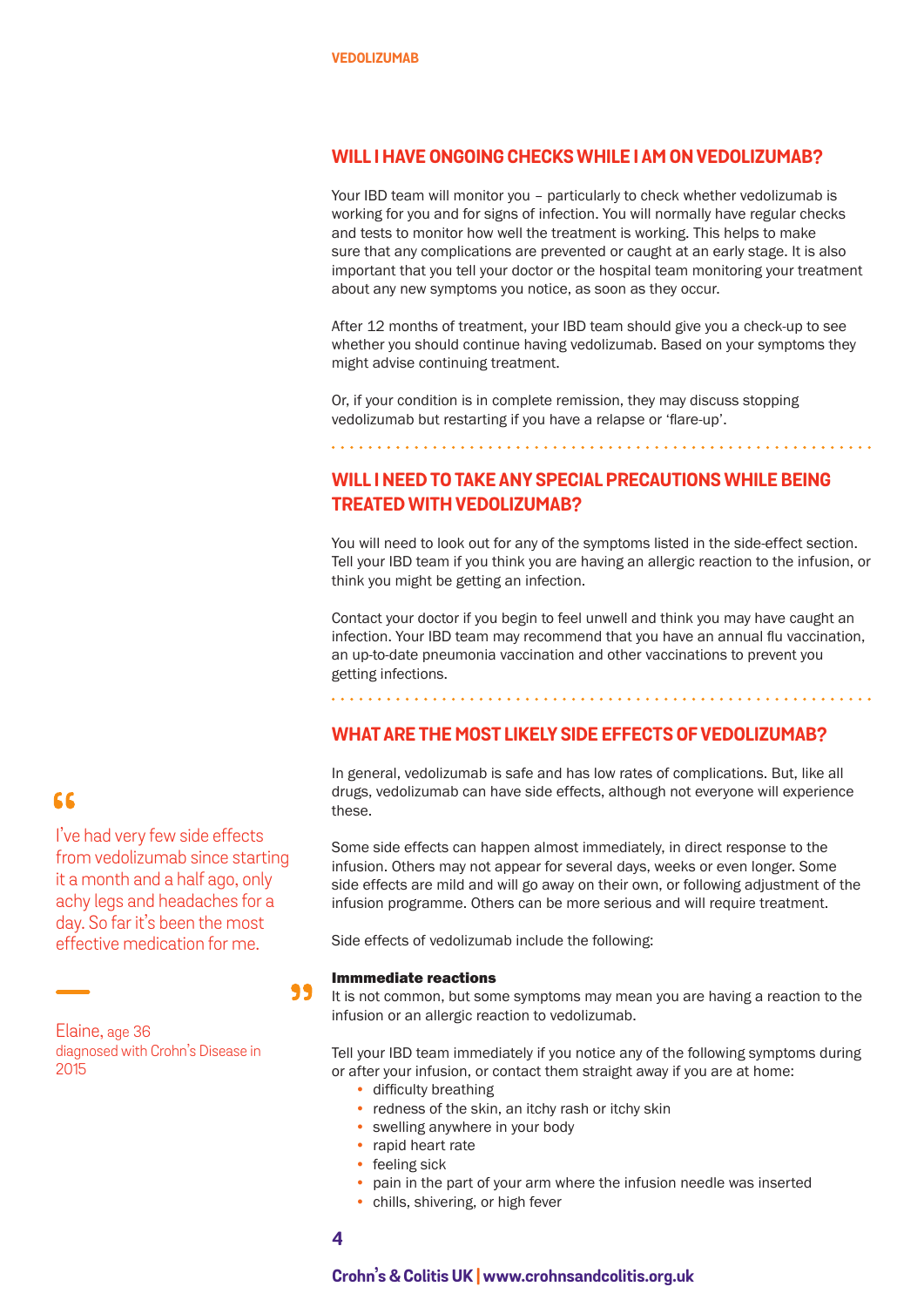## WILL I HAVE ONGOING CHECKS WHILE I AM ON VEDOLIZUMAB?

Your IBD team will monitor you – particularly to check whether vedolizumab is working for you and for signs of infection. You will normally have regular checks and tests to monitor how well the treatment is working. This helps to make sure that any complications are prevented or caught at an early stage. It is also important that you tell your doctor or the hospital team monitoring your treatment about any new symptoms you notice, as soon as they occur.

After 12 months of treatment, your IBD team should give you a check-up to see whether you should continue having vedolizumab. Based on your symptoms they might advise continuing treatment.

Or, if your condition is in complete remission, they may discuss stopping vedolizumab but restarting if you have a relapse or 'flare-up'.

## WILL I NEED TO TAKE ANY SPECIAL PRECAUTIONS WHILE BEING TREATED WITH VEDOLIZUMAB?

You will need to look out for any of the symptoms listed in the side-effect section. Tell your IBD team if you think you are having an allergic reaction to the infusion, or think you might be getting an infection.

Contact your doctor if you begin to feel unwell and think you may have caught an infection. Your IBD team may recommend that you have an annual flu vaccination, an up-to-date pneumonia vaccination and other vaccinations to prevent you getting infections.

## WHAT ARE THE MOST LIKELY SIDE EFFECTS OF VEDOLIZUMAB?

> "I've had very few side effects from vedolizumab since starting it a month and a half ago, only achy legs and headaches for a day. So far it's been the most effective medication for me."
>
> Elaine, age 36
> diagnosed with Crohn's Disease in 2015

In general, vedolizumab is safe and has low rates of complications. But, like all drugs, vedolizumab can have side effects, although not everyone will experience these.

Some side effects can happen almost immediately, in direct response to the infusion. Others may not appear for several days, weeks or even longer. Some side effects are mild and will go away on their own, or following adjustment of the infusion programme. Others can be more serious and will require treatment.

Side effects of vedolizumab include the following:

**Immmediate reactions**

It is not common, but some symptoms may mean you are having a reaction to the infusion or an allergic reaction to vedolizumab.

Tell your IBD team immediately if you notice any of the following symptoms during or after your infusion, or contact them straight away if you are at home:

- difficulty breathing
- redness of the skin, an itchy rash or itchy skin
- swelling anywhere in your body
- rapid heart rate
- feeling sick
- pain in the part of your arm where the infusion needle was inserted
- chills, shivering, or high fever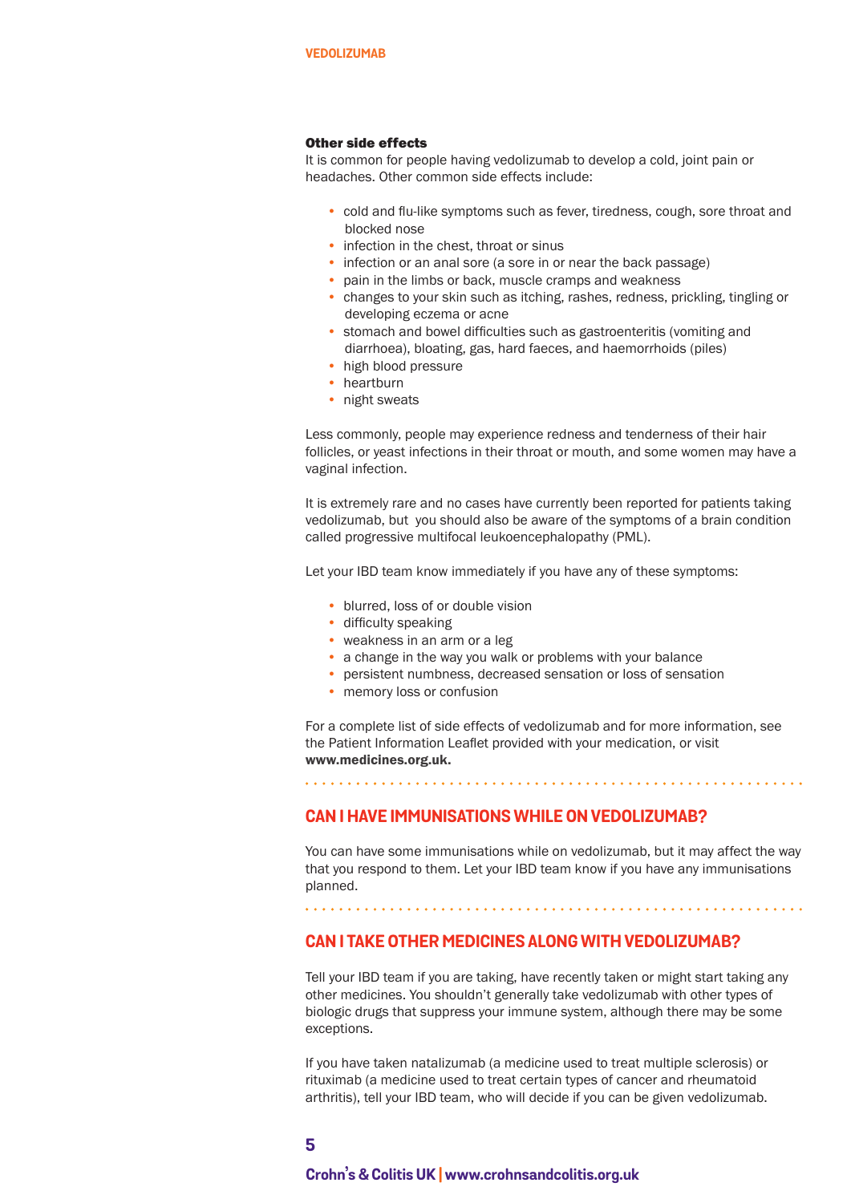### Other side effects

It is common for people having vedolizumab to develop a cold, joint pain or headaches. Other common side effects include:

- cold and flu-like symptoms such as fever, tiredness, cough, sore throat and blocked nose
- infection in the chest, throat or sinus
- infection or an anal sore (a sore in or near the back passage)
- pain in the limbs or back, muscle cramps and weakness
- changes to your skin such as itching, rashes, redness, prickling, tingling or developing eczema or acne
- stomach and bowel difficulties such as gastroenteritis (vomiting and diarrhoea), bloating, gas, hard faeces, and haemorrhoids (piles)
- high blood pressure
- heartburn
- night sweats

Less commonly, people may experience redness and tenderness of their hair follicles, or yeast infections in their throat or mouth, and some women may have a vaginal infection.

It is extremely rare and no cases have currently been reported for patients taking vedolizumab, but you should also be aware of the symptoms of a brain condition called progressive multifocal leukoencephalopathy (PML).

Let your IBD team know immediately if you have any of these symptoms:

- blurred, loss of or double vision
- difficulty speaking
- weakness in an arm or a leg
- a change in the way you walk or problems with your balance
- persistent numbness, decreased sensation or loss of sensation
- memory loss or confusion

For a complete list of side effects of vedolizumab and for more information, see the Patient Information Leaflet provided with your medication, or visit **www.medicines.org.uk.**

## CAN I HAVE IMMUNISATIONS WHILE ON VEDOLIZUMAB?

You can have some immunisations while on vedolizumab, but it may affect the way that you respond to them. Let your IBD team know if you have any immunisations planned.

## CAN I TAKE OTHER MEDICINES ALONG WITH VEDOLIZUMAB?

Tell your IBD team if you are taking, have recently taken or might start taking any other medicines. You shouldn't generally take vedolizumab with other types of biologic drugs that suppress your immune system, although there may be some exceptions.

If you have taken natalizumab (a medicine used to treat multiple sclerosis) or rituximab (a medicine used to treat certain types of cancer and rheumatoid arthritis), tell your IBD team, who will decide if you can be given vedolizumab.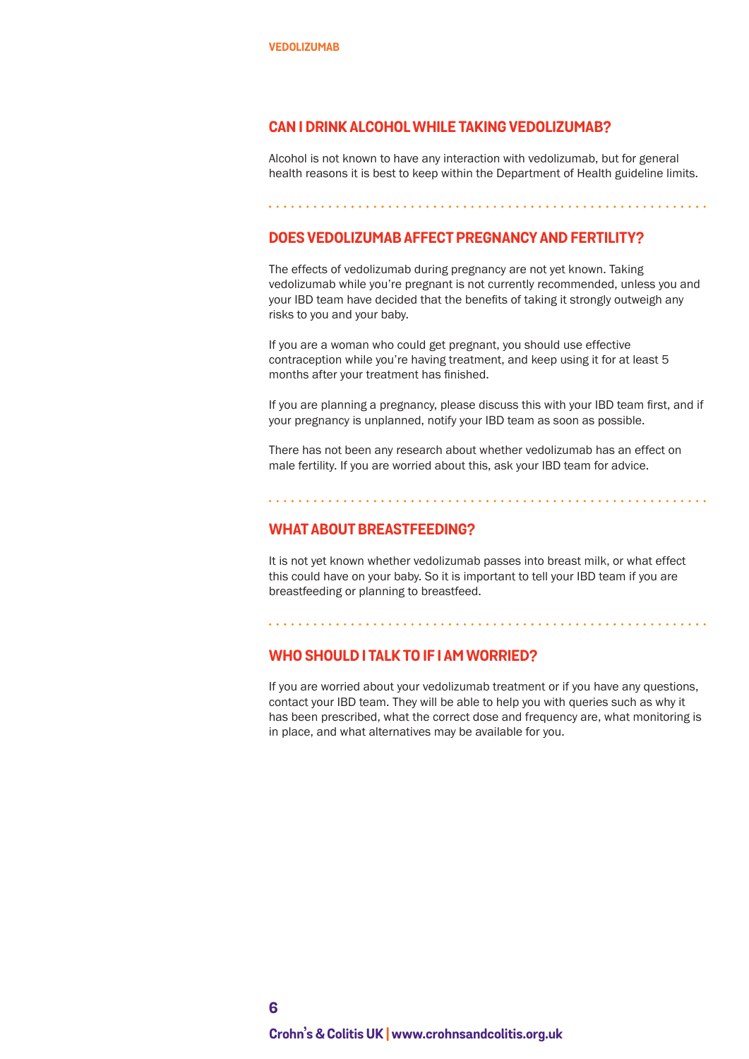## CAN I DRINK ALCOHOL WHILE TAKING VEDOLIZUMAB?

Alcohol is not known to have any interaction with vedolizumab, but for general health reasons it is best to keep within the Department of Health guideline limits.

## DOES VEDOLIZUMAB AFFECT PREGNANCY AND FERTILITY?

The effects of vedolizumab during pregnancy are not yet known. Taking vedolizumab while you're pregnant is not currently recommended, unless you and your IBD team have decided that the benefits of taking it strongly outweigh any risks to you and your baby.

If you are a woman who could get pregnant, you should use effective contraception while you're having treatment, and keep using it for at least 5 months after your treatment has finished.

If you are planning a pregnancy, please discuss this with your IBD team first, and if your pregnancy is unplanned, notify your IBD team as soon as possible.

There has not been any research about whether vedolizumab has an effect on male fertility. If you are worried about this, ask your IBD team for advice.

## WHAT ABOUT BREASTFEEDING?

It is not yet known whether vedolizumab passes into breast milk, or what effect this could have on your baby. So it is important to tell your IBD team if you are breastfeeding or planning to breastfeed.

## WHO SHOULD I TALK TO IF I AM WORRIED?

If you are worried about your vedolizumab treatment or if you have any questions, contact your IBD team. They will be able to help you with queries such as why it has been prescribed, what the correct dose and frequency are, what monitoring is in place, and what alternatives may be available for you.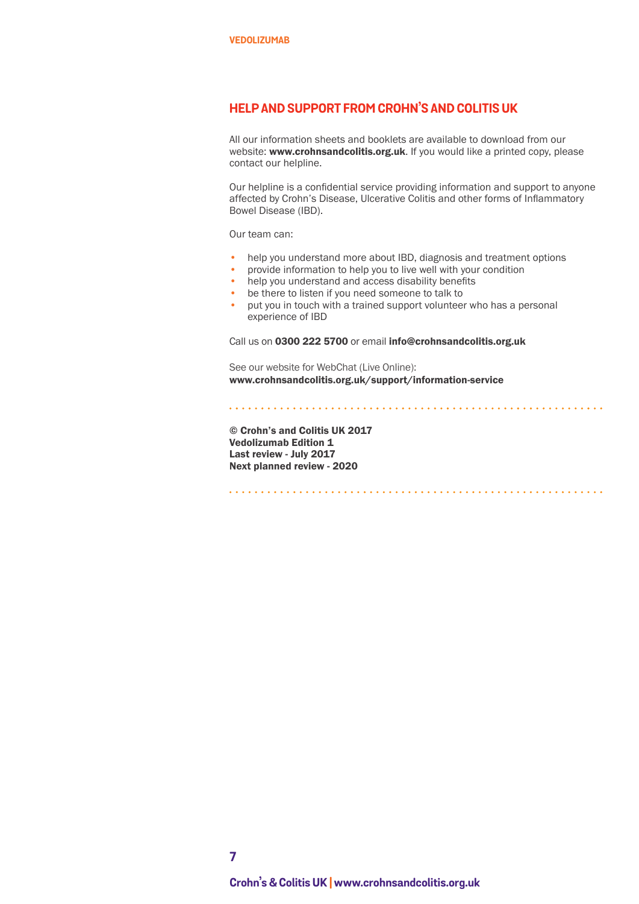## HELP AND SUPPORT FROM CROHN'S AND COLITIS UK

All our information sheets and booklets are available to download from our website: **www.crohnsandcolitis.org.uk**. If you would like a printed copy, please contact our helpline.

Our helpline is a confidential service providing information and support to anyone affected by Crohn's Disease, Ulcerative Colitis and other forms of Inflammatory Bowel Disease (IBD).

Our team can:

- help you understand more about IBD, diagnosis and treatment options
- provide information to help you to live well with your condition
- help you understand and access disability benefits
- be there to listen if you need someone to talk to
- put you in touch with a trained support volunteer who has a personal experience of IBD

Call us on **0300 222 5700** or email **info@crohnsandcolitis.org.uk**

See our website for WebChat (Live Online):
**www.crohnsandcolitis.org.uk/support/information-service**

---

**© Crohn's and Colitis UK 2017**
**Vedolizumab Edition 1**
**Last review - July 2017**
**Next planned review - 2020**

---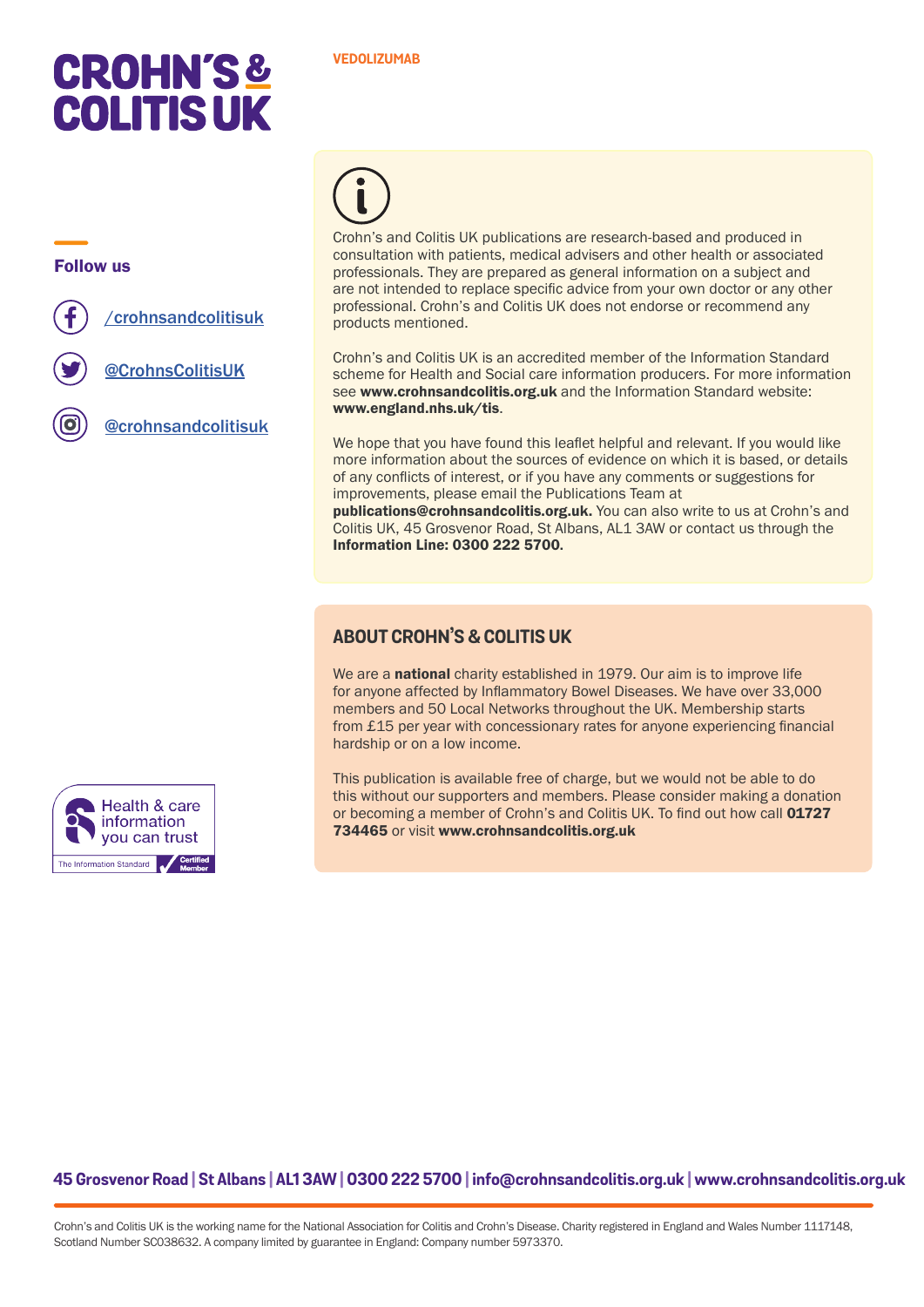# CROHN'S & COLITIS UK

VEDOLIZUMAB

**Follow us**

/crohnsandcolitisuk

@CrohnsColitisUK

@crohnsandcolitisuk

Crohn's and Colitis UK publications are research-based and produced in consultation with patients, medical advisers and other health or associated professionals. They are prepared as general information on a subject and are not intended to replace specific advice from your own doctor or any other professional. Crohn's and Colitis UK does not endorse or recommend any products mentioned.

Crohn's and Colitis UK is an accredited member of the Information Standard scheme for Health and Social care information producers. For more information see **www.crohnsandcolitis.org.uk** and the Information Standard website: **www.england.nhs.uk/tis**.

We hope that you have found this leaflet helpful and relevant. If you would like more information about the sources of evidence on which it is based, or details of any conflicts of interest, or if you have any comments or suggestions for improvements, please email the Publications Team at **publications@crohnsandcolitis.org.uk.** You can also write to us at Crohn's and Colitis UK, 45 Grosvenor Road, St Albans, AL1 3AW or contact us through the **Information Line: 0300 222 5700**.

## ABOUT CROHN'S & COLITIS UK

We are a **national** charity established in 1979. Our aim is to improve life for anyone affected by Inflammatory Bowel Diseases. We have over 33,000 members and 50 Local Networks throughout the UK. Membership starts from £15 per year with concessionary rates for anyone experiencing financial hardship or on a low income.

This publication is available free of charge, but we would not be able to do this without our supporters and members. Please consider making a donation or becoming a member of Crohn's and Colitis UK. To find out how call **01727 734465** or visit **www.crohnsandcolitis.org.uk**

Health & care information you can trust
The Information Standard
Certified Member

**45 Grosvenor Road | St Albans | AL1 3AW | 0300 222 5700 | info@crohnsandcolitis.org.uk | www.crohnsandcolitis.org.uk**

Crohn's and Colitis UK is the working name for the National Association for Colitis and Crohn's Disease. Charity registered in England and Wales Number 1117148, Scotland Number SC038632. A company limited by guarantee in England: Company number 5973370.